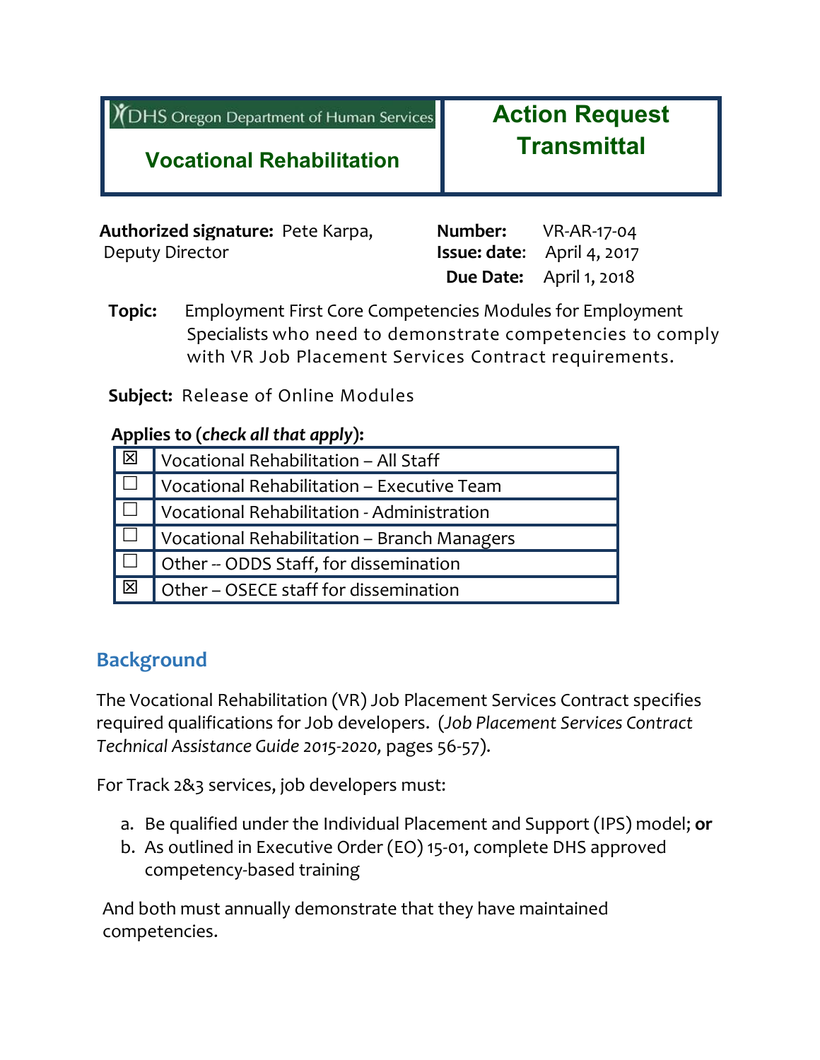| DHS Oregon Department of Human Services<br>**Vocational Rehabilitation** | **Action Request Transmittal** |
|---|---|

**Authorized signature:** Pete Karpa, Deputy Director

**Number:** VR-AR-17-04
**Issue date:** April 4, 2017
**Due Date:** April 1, 2018

**Topic:** Employment First Core Competencies Modules for Employment Specialists who need to demonstrate competencies to comply with VR Job Placement Services Contract requirements.

**Subject:** Release of Online Modules

**Applies to (*check all that apply*):**

| | |
|---|---|
| ☒ | Vocational Rehabilitation – All Staff |
| ☐ | Vocational Rehabilitation – Executive Team |
| ☐ | Vocational Rehabilitation - Administration |
| ☐ | Vocational Rehabilitation – Branch Managers |
| ☐ | Other -- ODDS Staff, for dissemination |
| ☒ | Other – OSECE staff for dissemination |

## Background

The Vocational Rehabilitation (VR) Job Placement Services Contract specifies required qualifications for Job developers. (*Job Placement Services Contract Technical Assistance Guide 2015-2020*, pages 56-57).

For Track 2&3 services, job developers must:

a. Be qualified under the Individual Placement and Support (IPS) model; **or**
b. As outlined in Executive Order (EO) 15-01, complete DHS approved competency-based training

And both must annually demonstrate that they have maintained competencies.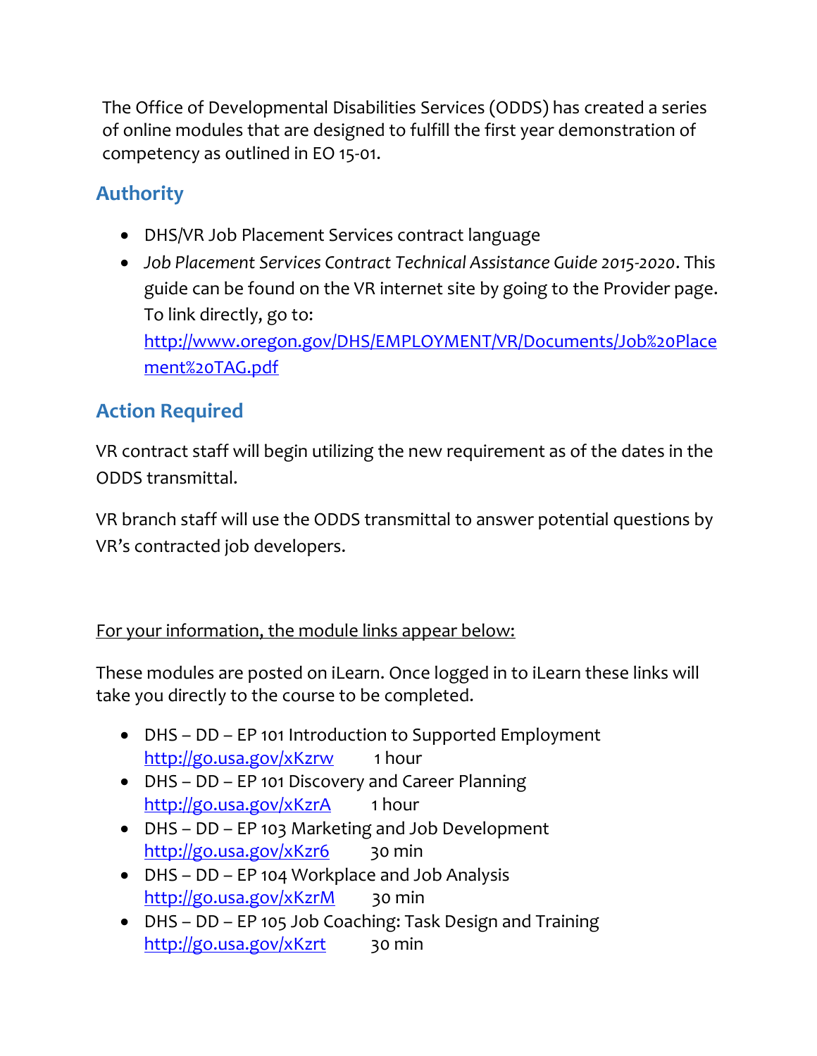The Office of Developmental Disabilities Services (ODDS) has created a series of online modules that are designed to fulfill the first year demonstration of competency as outlined in EO 15-01.

## Authority

- DHS/VR Job Placement Services contract language
- *Job Placement Services Contract Technical Assistance Guide 2015-2020*. This guide can be found on the VR internet site by going to the Provider page. To link directly, go to: [http://www.oregon.gov/DHS/EMPLOYMENT/VR/Documents/Job%20Placement%20TAG.pdf](http://www.oregon.gov/DHS/EMPLOYMENT/VR/Documents/Job%20Placement%20TAG.pdf)

## Action Required

VR contract staff will begin utilizing the new requirement as of the dates in the ODDS transmittal.

VR branch staff will use the ODDS transmittal to answer potential questions by VR's contracted job developers.

<u>For your information, the module links appear below:</u>

These modules are posted on iLearn. Once logged in to iLearn these links will take you directly to the course to be completed.

- DHS – DD – EP 101 Introduction to Supported Employment
  [http://go.usa.gov/xKzrw](http://go.usa.gov/xKzrw) 1 hour
- DHS – DD – EP 101 Discovery and Career Planning
  [http://go.usa.gov/xKzrA](http://go.usa.gov/xKzrA) 1 hour
- DHS – DD – EP 103 Marketing and Job Development
  [http://go.usa.gov/xKzr6](http://go.usa.gov/xKzr6) 30 min
- DHS – DD – EP 104 Workplace and Job Analysis
  [http://go.usa.gov/xKzrM](http://go.usa.gov/xKzrM) 30 min
- DHS – DD – EP 105 Job Coaching: Task Design and Training
  [http://go.usa.gov/xKzrt](http://go.usa.gov/xKzrt) 30 min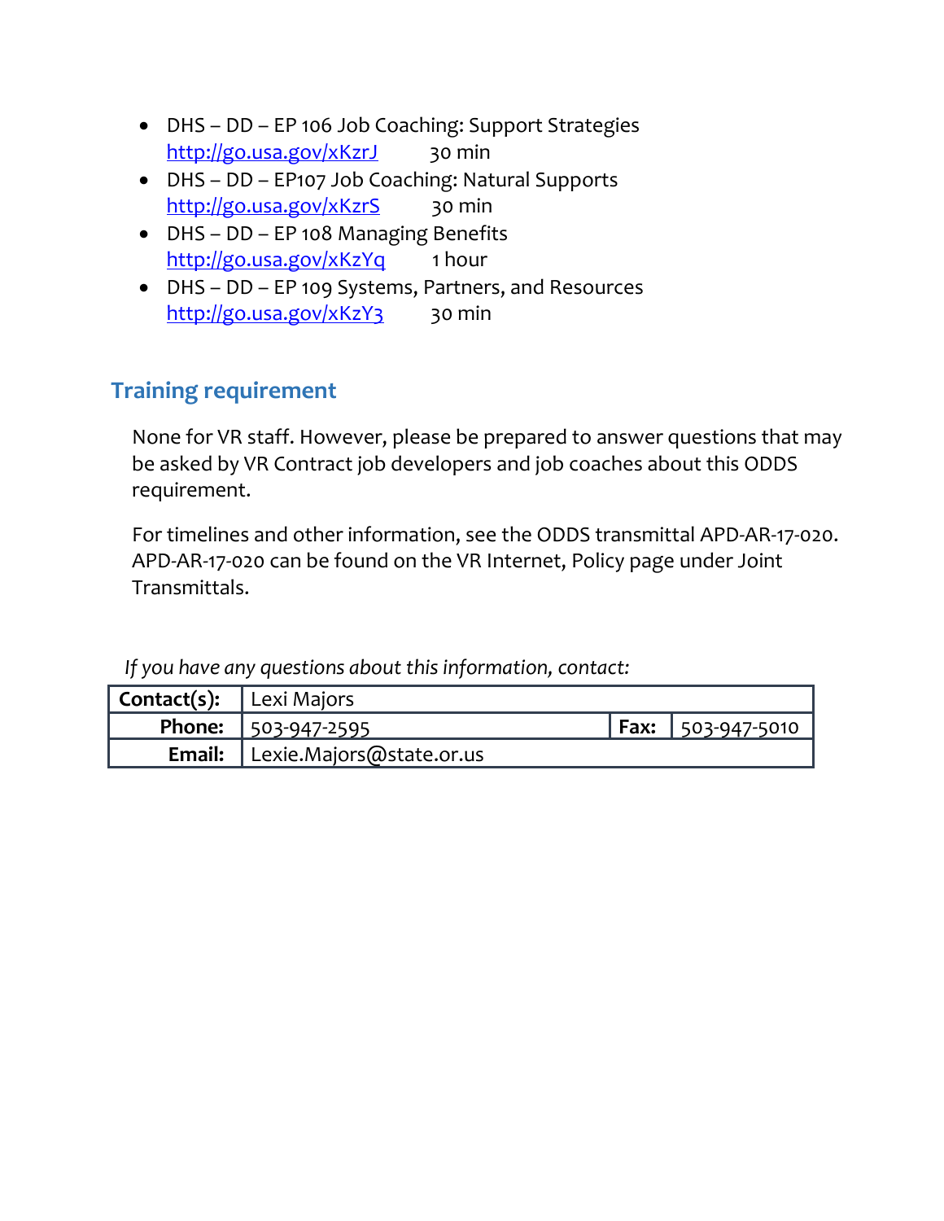- DHS – DD – EP 106 Job Coaching: Support Strategies
  http://go.usa.gov/xKzrJ 30 min
- DHS – DD – EP107 Job Coaching: Natural Supports
  http://go.usa.gov/xKzrS 30 min
- DHS – DD – EP 108 Managing Benefits
  http://go.usa.gov/xKzYq 1 hour
- DHS – DD – EP 109 Systems, Partners, and Resources
  http://go.usa.gov/xKzY3 30 min

## Training requirement

None for VR staff. However, please be prepared to answer questions that may be asked by VR Contract job developers and job coaches about this ODDS requirement.

For timelines and other information, see the ODDS transmittal APD-AR-17-020. APD-AR-17-020 can be found on the VR Internet, Policy page under Joint Transmittals.

*If you have any questions about this information, contact:*

| | | | |
|---|---|---|---|
| **Contact(s):** | Lexi Majors | | |
| **Phone:** | 503-947-2595 | **Fax:** | 503-947-5010 |
| **Email:** | Lexie.Majors@state.or.us | | |